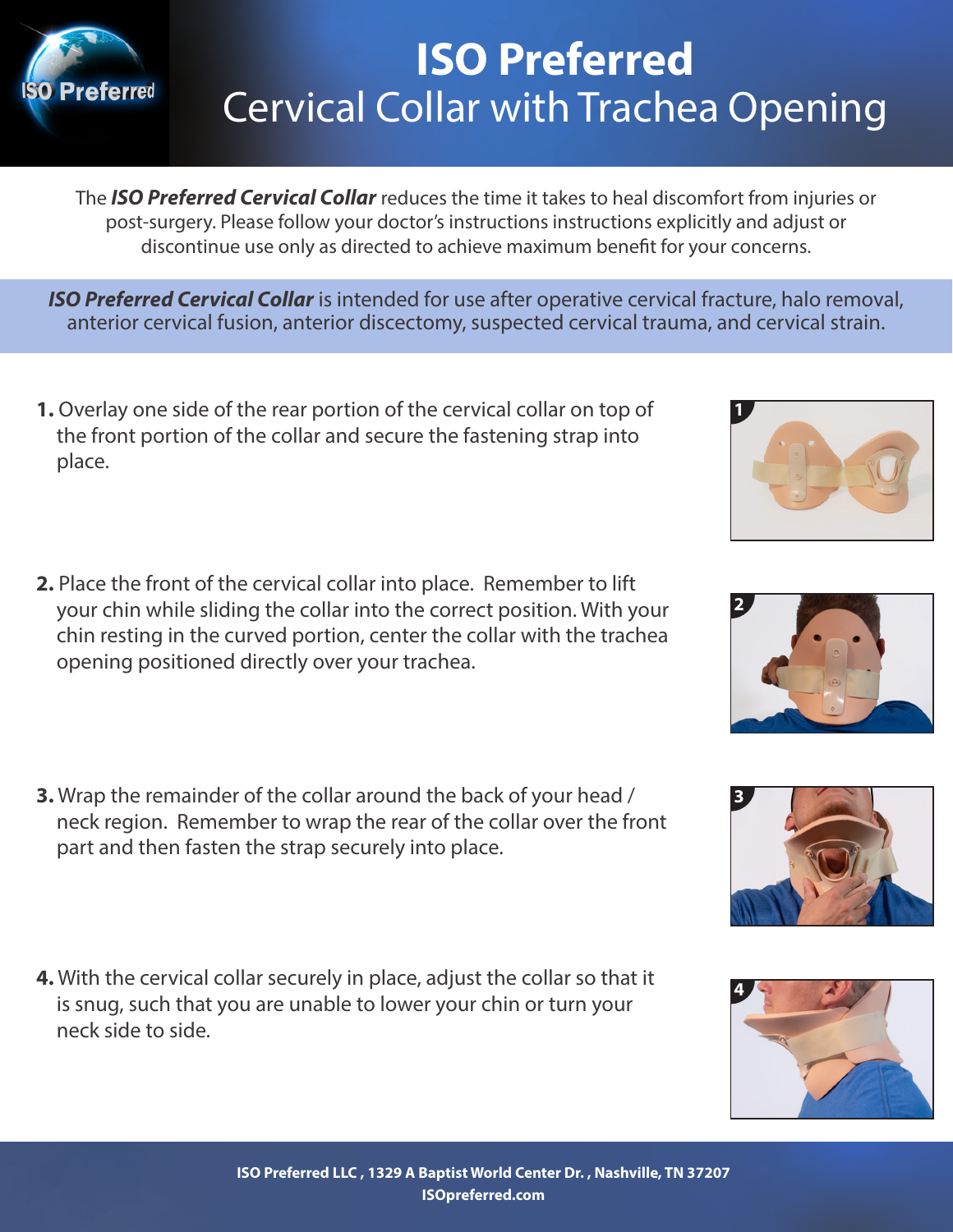# ISO Preferred
## Cervical Collar with Trachea Opening

The ***ISO Preferred Cervical Collar*** reduces the time it takes to heal discomfort from injuries or post-surgery. Please follow your doctor's instructions instructions explicitly and adjust or discontinue use only as directed to achieve maximum benefit for your concerns.

***ISO Preferred Cervical Collar*** is intended for use after operative cervical fracture, halo removal, anterior cervical fusion, anterior discectomy, suspected cervical trauma, and cervical strain.

1. Overlay one side of the rear portion of the cervical collar on top of the front portion of the collar and secure the fastening strap into place.

2. Place the front of the cervical collar into place. Remember to lift your chin while sliding the collar into the correct position. With your chin resting in the curved portion, center the collar with the trachea opening positioned directly over your trachea.

3. Wrap the remainder of the collar around the back of your head / neck region. Remember to wrap the rear of the collar over the front part and then fasten the strap securely into place.

4. With the cervical collar securely in place, adjust the collar so that it is snug, such that you are unable to lower your chin or turn your neck side to side.

**ISO Preferred LLC , 1329 A Baptist World Center Dr. , Nashville, TN 37207**
**ISOpreferred.com**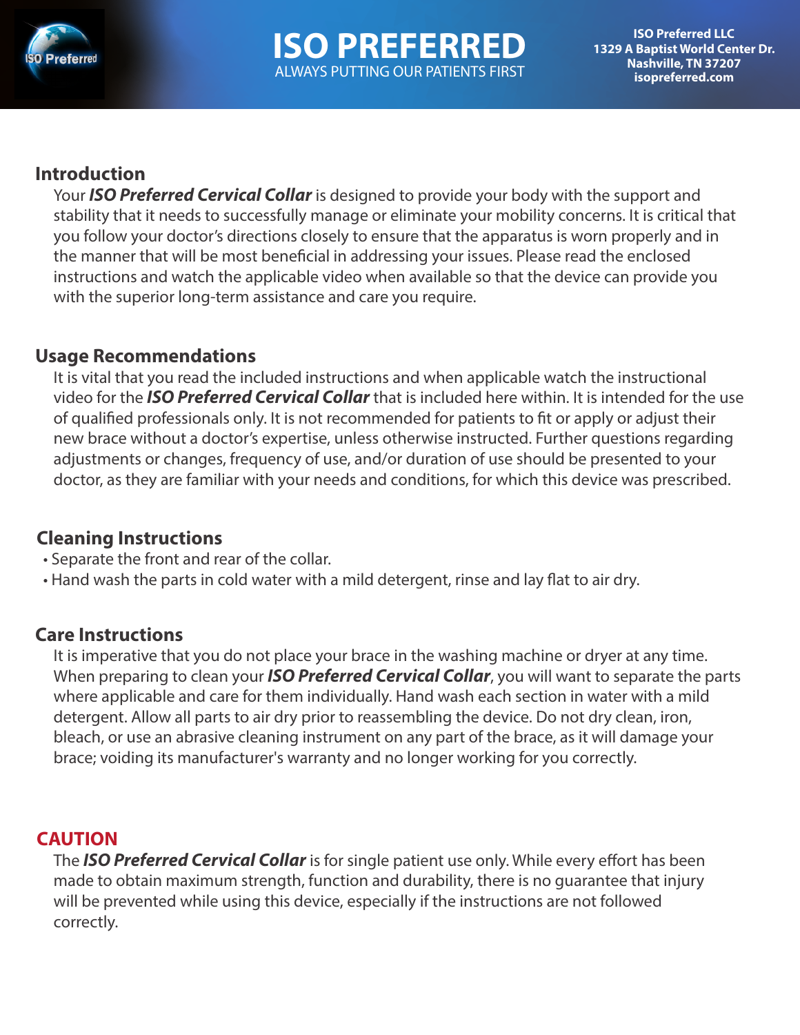# ISO PREFERRED

ALWAYS PUTTING OUR PATIENTS FIRST

**ISO Preferred LLC**
**1329 A Baptist World Center Dr.**
**Nashville, TN 37207**
**isopreferred.com**

## Introduction

Your ***ISO Preferred Cervical Collar*** is designed to provide your body with the support and stability that it needs to successfully manage or eliminate your mobility concerns. It is critical that you follow your doctor's directions closely to ensure that the apparatus is worn properly and in the manner that will be most beneficial in addressing your issues. Please read the enclosed instructions and watch the applicable video when available so that the device can provide you with the superior long-term assistance and care you require.

## Usage Recommendations

It is vital that you read the included instructions and when applicable watch the instructional video for the ***ISO Preferred Cervical Collar*** that is included here within. It is intended for the use of qualified professionals only. It is not recommended for patients to fit or apply or adjust their new brace without a doctor's expertise, unless otherwise instructed. Further questions regarding adjustments or changes, frequency of use, and/or duration of use should be presented to your doctor, as they are familiar with your needs and conditions, for which this device was prescribed.

## Cleaning Instructions

- Separate the front and rear of the collar.
- Hand wash the parts in cold water with a mild detergent, rinse and lay flat to air dry.

## Care Instructions

It is imperative that you do not place your brace in the washing machine or dryer at any time. When preparing to clean your ***ISO Preferred Cervical Collar***, you will want to separate the parts where applicable and care for them individually. Hand wash each section in water with a mild detergent. Allow all parts to air dry prior to reassembling the device. Do not dry clean, iron, bleach, or use an abrasive cleaning instrument on any part of the brace, as it will damage your brace; voiding its manufacturer's warranty and no longer working for you correctly.

## CAUTION

The ***ISO Preferred Cervical Collar*** is for single patient use only. While every effort has been made to obtain maximum strength, function and durability, there is no guarantee that injury will be prevented while using this device, especially if the instructions are not followed correctly.